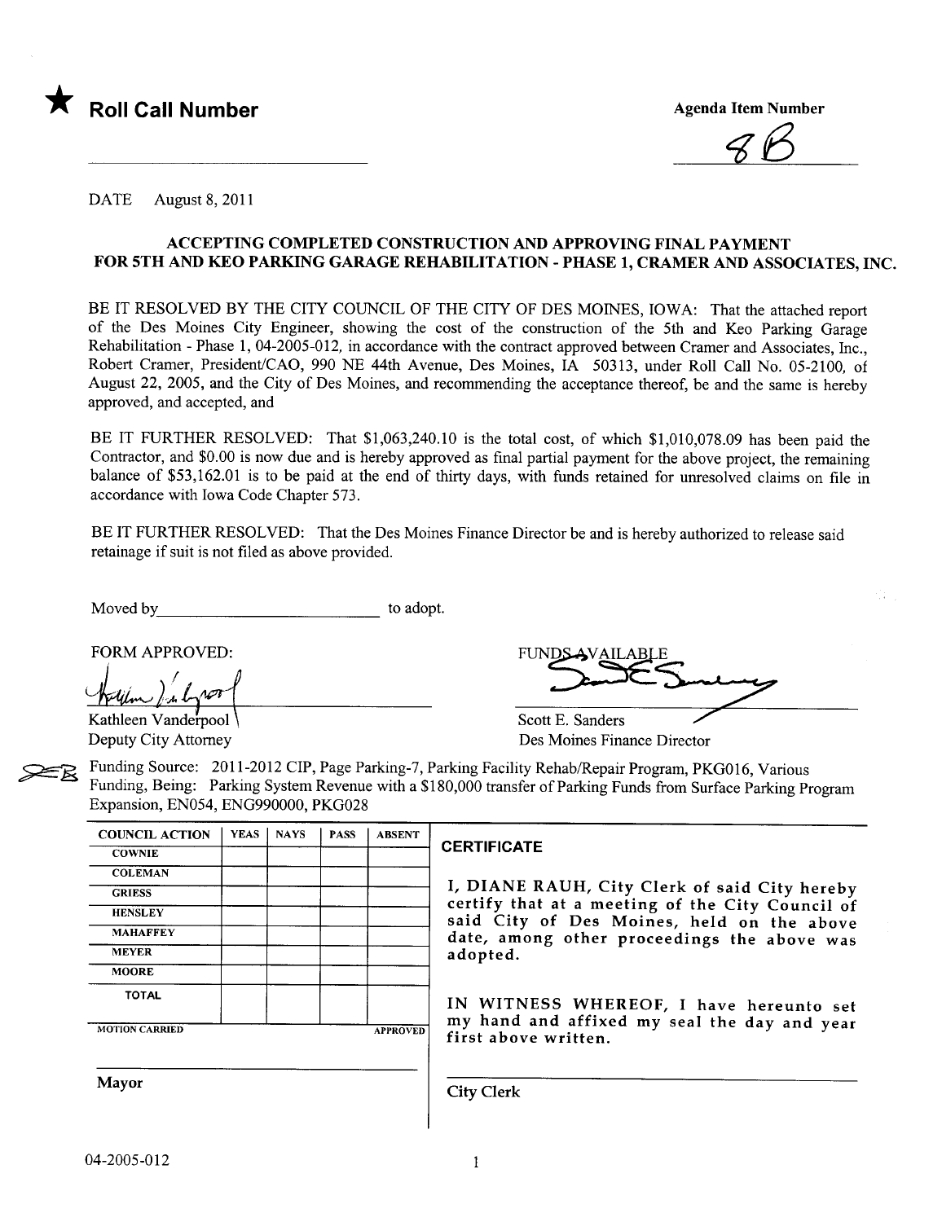★ **Roll Call Number**

**Agenda Item Number**

8B

DATE August 8, 2011

### ACCEPTING COMPLETED CONSTRUCTION AND APPROVING FINAL PAYMENT FOR 5TH AND KEO PARKING GARAGE REHABILITATION - PHASE 1, CRAMER AND ASSOCIATES, INC.

BE IT RESOLVED BY THE CITY COUNCIL OF THE CITY OF DES MOINES, IOWA: That the attached report of the Des Moines City Engineer, showing the cost of the construction of the 5th and Keo Parking Garage Rehabilitation - Phase 1, 04-2005-012, in accordance with the contract approved between Cramer and Associates, Inc., Robert Cramer, President/CAO, 990 NE 44th Avenue, Des Moines, IA 50313, under Roll Call No. 05-2100, of August 22, 2005, and the City of Des Moines, and recommending the acceptance thereof, be and the same is hereby approved, and accepted, and

BE IT FURTHER RESOLVED: That $1,063,240.10 is the total cost, of which $1,010,078.09 has been paid the Contractor, and $0.00 is now due and is hereby approved as final partial payment for the above project, the remaining balance of $53,162.01 is to be paid at the end of thirty days, with funds retained for unresolved claims on file in accordance with Iowa Code Chapter 573.

BE IT FURTHER RESOLVED: That the Des Moines Finance Director be and is hereby authorized to release said retainage if suit is not filed as above provided.

Moved by\_\_\_\_\_\_\_\_\_\_\_\_\_\_\_\_\_\_\_\_\_\_\_\_ to adopt.

FORM APPROVED:

Kathleen Vanderpool
Deputy City Attorney

FUNDS AVAILABLE

Scott E. Sanders
Des Moines Finance Director

Funding Source: 2011-2012 CIP, Page Parking-7, Parking Facility Rehab/Repair Program, PKG016, Various Funding, Being: Parking System Revenue with a $180,000 transfer of Parking Funds from Surface Parking Program Expansion, EN054, ENG990000, PKG028

| COUNCIL ACTION | YEAS | NAYS | PASS | ABSENT |
|---|---|---|---|---|
| COWNIE | | | | |
| COLEMAN | | | | |
| GRIESS | | | | |
| HENSLEY | | | | |
| MAHAFFEY | | | | |
| MEYER | | | | |
| MOORE | | | | |
| TOTAL | | | | |

MOTION CARRIED APPROVED

Mayor

**CERTIFICATE**

I, DIANE RAUH, City Clerk of said City hereby certify that at a meeting of the City Council of said City of Des Moines, held on the above date, among other proceedings the above was adopted.

IN WITNESS WHEREOF, I have hereunto set my hand and affixed my seal the day and year first above written.

City Clerk

04-2005-012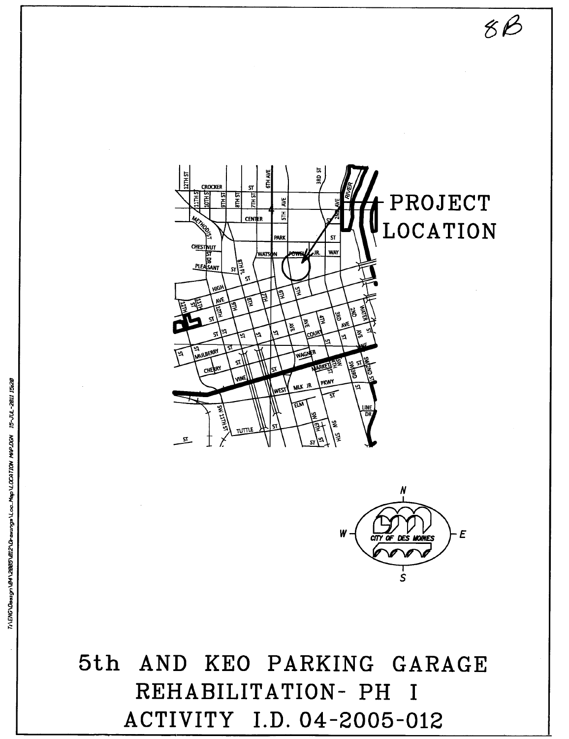8B

PROJECT LOCATION

# 5th AND KEO PARKING GARAGE REHABILITATION- PH I

# ACTIVITY I.D. 04-2005-012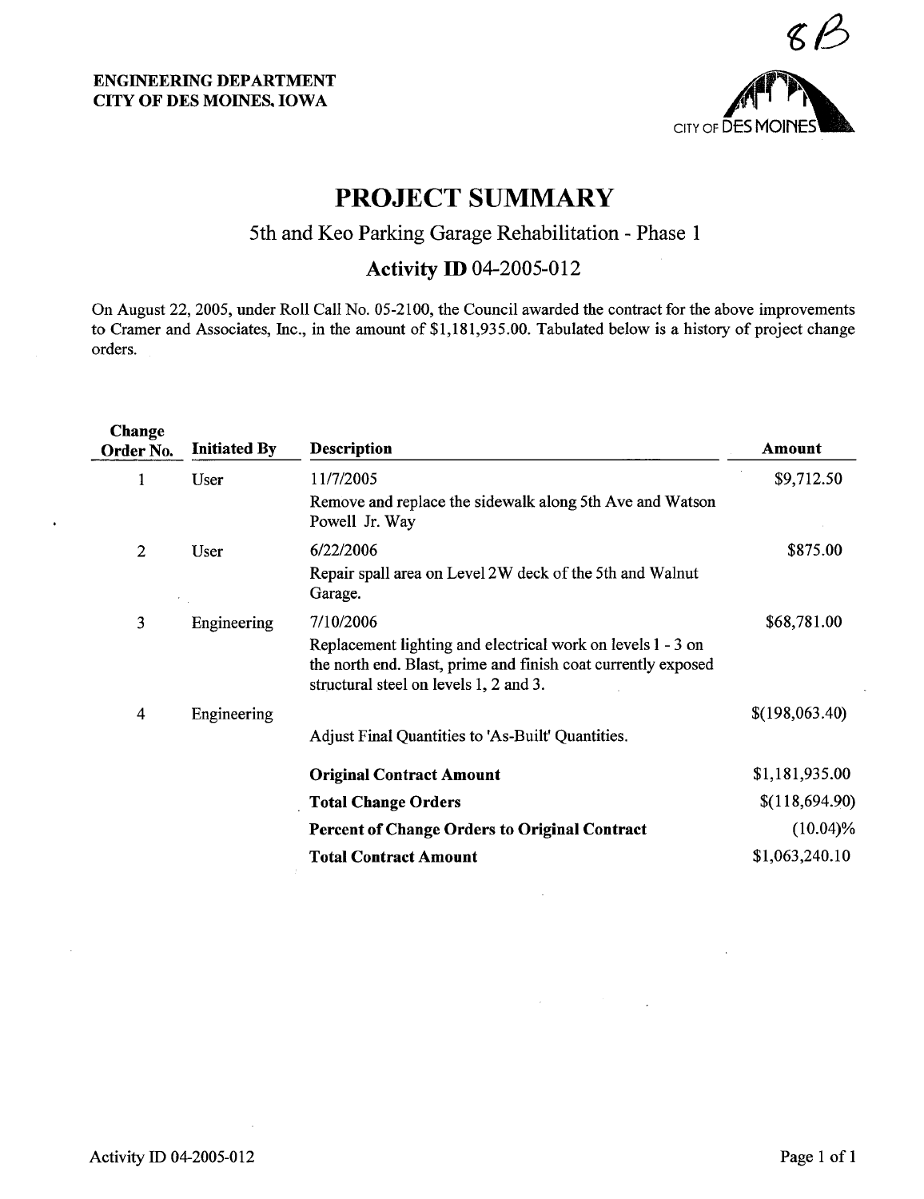8B

**ENGINEERING DEPARTMENT**
**CITY OF DES MOINES, IOWA**

CITY OF DES MOINES

# PROJECT SUMMARY

## 5th and Keo Parking Garage Rehabilitation - Phase 1

## Activity ID 04-2005-012

On August 22, 2005, under Roll Call No. 05-2100, the Council awarded the contract for the above improvements to Cramer and Associates, Inc., in the amount of $1,181,935.00. Tabulated below is a history of project change orders.

| Change Order No. | Initiated By | Description | Amount |
|---|---|---|---|
| 1 | User | 11/7/2005<br>Remove and replace the sidewalk along 5th Ave and Watson Powell Jr. Way | $9,712.50 |
| 2 | User | 6/22/2006<br>Repair spall area on Level 2W deck of the 5th and Walnut Garage. | $875.00 |
| 3 | Engineering | 7/10/2006<br>Replacement lighting and electrical work on levels 1 - 3 on the north end. Blast, prime and finish coat currently exposed structural steel on levels 1, 2 and 3. | $68,781.00 |
| 4 | Engineering | Adjust Final Quantities to 'As-Built' Quantities. | $(198,063.40) |
| | | **Original Contract Amount** | $1,181,935.00 |
| | | **Total Change Orders** | $(118,694.90) |
| | | **Percent of Change Orders to Original Contract** | (10.04)% |
| | | **Total Contract Amount** | $1,063,240.10 |

Activity ID 04-2005-012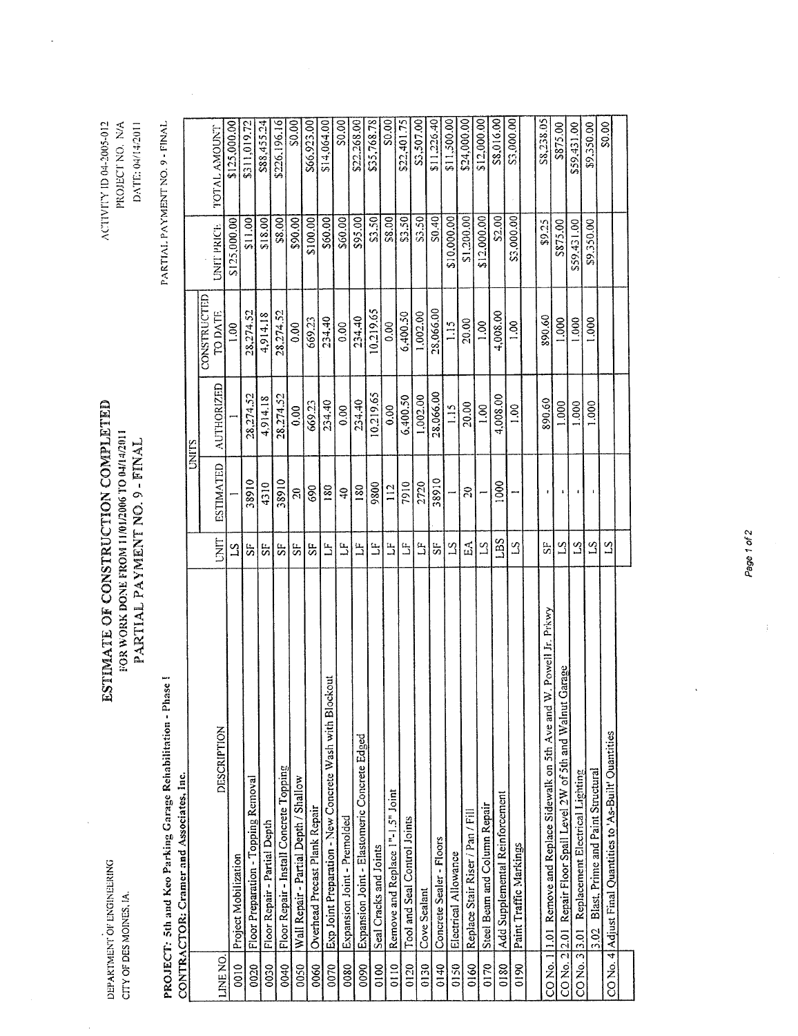DEPARTMENT OF ENGINEERING
CITY OF DES MOINES, IA

# ESTIMATE OF CONSTRUCTION COMPLETED

FOR WORK DONE FROM 11/01/2006 TO 04/14/2011

PARTIAL PAYMENT NO. 9 - FINAL

ACTIVITY ID 04-2005-012
PROJECT NO. N/A
DATE: 04/14/2011

**PROJECT: 5th and Keo Parking Garage Rehabilitation - Phase I**

**CONTRACTOR: Cramer and Associates, Inc.**

PARTIAL PAYMENT NO. 9 - FINAL

| LINE NO. | DESCRIPTION | UNIT | UNITS | | | UNIT PRICE | TOTAL AMOUNT |
|---|---|---|---|---|---|---|---|
| | | | ESTIMATED | AUTHORIZED | CONSTRUCTED TO DATE | | |
| 0010 | Project Mobilization | LS | 1 | 1 | 1.00 | $125,000.00 | $125,000.00 |
| 0020 | Floor Preparation - Topping Removal | SF | 38910 | 28,274.52 | 28,274.52 | $11.00 | $311,019.72 |
| 0030 | Floor Repair - Partial Depth | SF | 4310 | 4,914.18 | 4,914.18 | $18.00 | $88,455.24 |
| 0040 | Floor Repair - Install Concrete Topping | SF | 38910 | 28,274.52 | 28,274.52 | $8.00 | $226,196.16 |
| 0050 | Wall Repair - Partial Depth / Shallow | SF | 20 | 0.00 | 0.00 | $90.00 | $0.00 |
| 0060 | Overhead Precast Plank Repair | SF | 690 | 669.23 | 669.23 | $100.00 | $66,923.00 |
| 0070 | Exp Joint Preparation - New Concrete Wash with Blockout | LF | 180 | 234.40 | 234.40 | $60.00 | $14,064.00 |
| 0080 | Expansion Joint - Premolded | LF | 40 | 0.00 | 0.00 | $60.00 | $0.00 |
| 0090 | Expansion Joint - Elastomeric Concrete Edged | LF | 180 | 234.40 | 234.40 | $95.00 | $22,268.00 |
| 0100 | Seal Cracks and Joints | LF | 9800 | 10,219.65 | 10,219.65 | $3.50 | $35,768.78 |
| 0110 | Remove and Replace 1"-1.5" Joint | LF | 112 | 0.00 | 0.00 | $8.00 | $0.00 |
| 0120 | Tool and Seal Control Joints | LF | 7910 | 6,400.50 | 6,400.50 | $3.50 | $22,401.75 |
| 0130 | Cove Sealant | LF | 2720 | 1,002.00 | 1,002.00 | $3.50 | $3,507.00 |
| 0140 | Concrete Sealer - Floors | SF | 38910 | 28,066.00 | 28,066.00 | $0.40 | $11,226.40 |
| 0150 | Electrical Allowance | LS | 1 | 1.15 | 1.15 | $10,000.00 | $11,500.00 |
| 0160 | Replace Stair Riser / Pan / Fill | EA | 20 | 20.00 | 20.00 | $1,200.00 | $24,000.00 |
| 0170 | Steel Beam and Column Repair | LS | 1 | 1.00 | 1.00 | $12,000.00 | $12,000.00 |
| 0180 | Add Supplemental Reinforcement | LBS | 1000 | 4,008.00 | 4,008.00 | $2.00 | $8,016.00 |
| 0190 | Paint Traffic Markings | LS | 1 | 1.00 | 1.00 | $3,000.00 | $3,000.00 |
| | | | | | | | |
| CO No. 1 | 1.01 Remove and Replace Sidewalk on 5th Ave and W. Powell Jr. Prkwy | SF | - | 890.60 | 890.60 | $9.25 | $8,238.05 |
| CO No. 2 | 2.01 Repair Floor Spall Level 2W of 5th and Walnut Garage | LS | - | 1.000 | 1.000 | $875.00 | $875.00 |
| CO No. 3 | 3.01 Replacement Electrical Lighting | LS | - | 1.000 | 1.000 | $59,431.00 | $59,431.00 |
| | 3.02 Blast, Prime and Paint Structural | LS | - | 1.000 | 1.000 | $9,350.00 | $9,350.00 |
| CO No. 4 | Adjust Final Quantities to 'As-Built' Quantities | LS | | | | | $0.00 |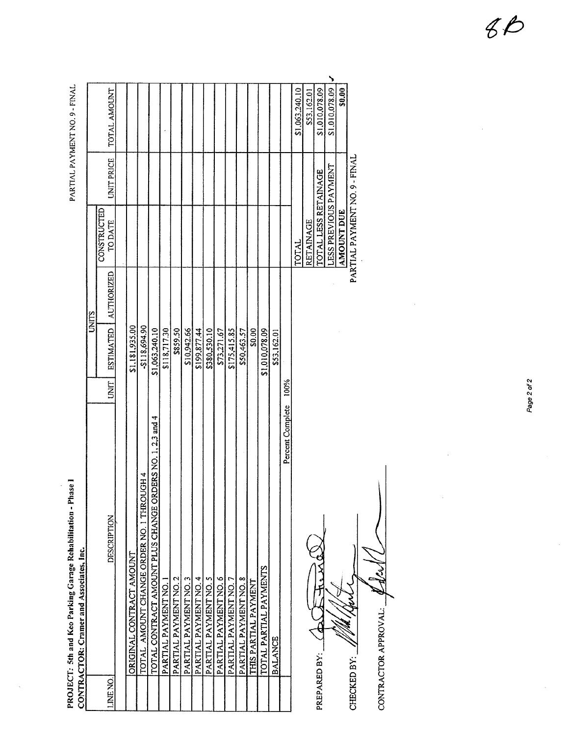**PROJECT: 5th and Keo Parking Garage Rehabilitation - Phase I**

**CONTRACTOR: Cramer and Associates, Inc.**

PARTIAL PAYMENT NO. 9 - FINAL

8B

| LINE NO. | DESCRIPTION | UNIT | UNITS ESTIMATED | UNITS AUTHORIZED | CONSTRUCTED TO DATE | UNIT PRICE | TOTAL AMOUNT |
|---|---|---|---|---|---|---|---|
| | ORIGINAL CONTRACT AMOUNT | | $1,181,935.00 | | | | |
| | TOTAL AMOUNT CHANGE ORDER NO. 1 THROUGH 4 | | -$118,694.90 | | | | |
| | TOTAL CONTRACT AMOUNT PLUS CHANGE ORDERS NO. 1, 2,3 and 4 | | $1,063,240.10 | | | | |
| | PARTIAL PAYMENT NO. 1 | | $118,717.30 | | | | |
| | PARTIAL PAYMENT NO. 2 | | $859.50 | | | | |
| | PARTIAL PAYMENT NO. 3 | | $10,942.66 | | | | |
| | PARTIAL PAYMENT NO. 4 | | $199,877.44 | | | | |
| | PARTIAL PAYMENT NO. 5 | | $380,530.10 | | | | |
| | PARTIAL PAYMENT NO. 6 | | $73,271.67 | | | | |
| | PARTIAL PAYMENT NO. 7 | | $175,415.85 | | | | |
| | PARTIAL PAYMENT NO. 8 | | $50,463.57 | | | | |
| | THIS PARTIAL PAYMENT | | $0.00 | | | | |
| | TOTAL PARTIAL PAYMENTS | | $1,010,078.09 | | | | |
| | BALANCE | | $53,162.01 | | | | |
| | Percent Complete | 100% | | | | | |
| | | | | | TOTAL | | $1,063,240.10 |
| | | | | | RETAINAGE | | $53,162.01 |
| | | | | | TOTAL LESS RETAINAGE | | $1,010,078.09 |
| | | | | | LESS PREVIOUS PAYMENT | | $1,010,078.09 |
| | | | | | **AMOUNT DUE** | | **$0.00** |

PARTIAL PAYMENT NO. 9 - FINAL

PREPARED BY: _______________

CHECKED BY: _______________

CONTRACTOR APPROVAL: _______________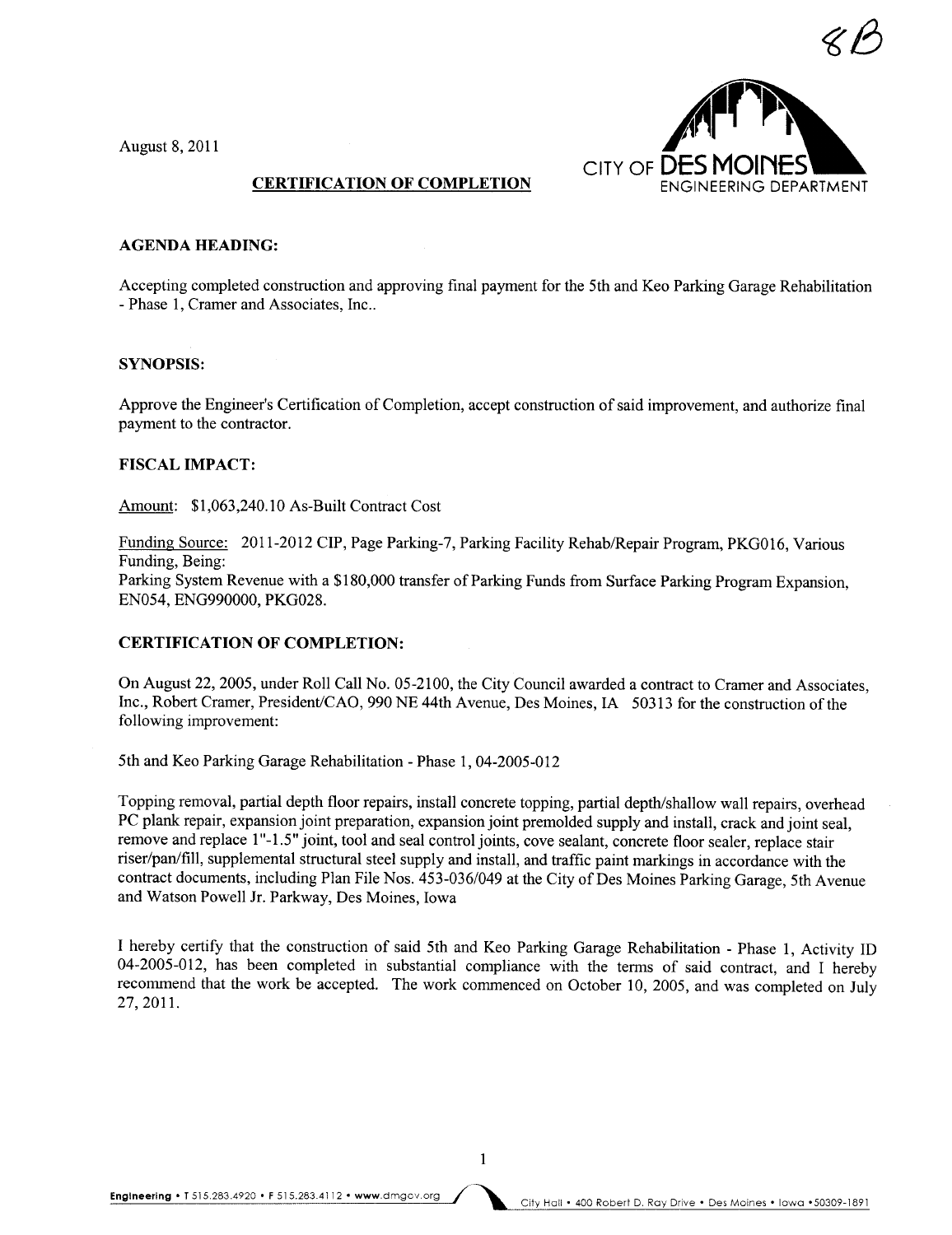8B

August 8, 2011

CITY OF DES MOINES
ENGINEERING DEPARTMENT

**CERTIFICATION OF COMPLETION**

**AGENDA HEADING:**

Accepting completed construction and approving final payment for the 5th and Keo Parking Garage Rehabilitation - Phase 1, Cramer and Associates, Inc..

**SYNOPSIS:**

Approve the Engineer's Certification of Completion, accept construction of said improvement, and authorize final payment to the contractor.

**FISCAL IMPACT:**

Amount: $1,063,240.10 As-Built Contract Cost

Funding Source: 2011-2012 CIP, Page Parking-7, Parking Facility Rehab/Repair Program, PKG016, Various Funding, Being:
Parking System Revenue with a $180,000 transfer of Parking Funds from Surface Parking Program Expansion, EN054, ENG990000, PKG028.

**CERTIFICATION OF COMPLETION:**

On August 22, 2005, under Roll Call No. 05-2100, the City Council awarded a contract to Cramer and Associates, Inc., Robert Cramer, President/CAO, 990 NE 44th Avenue, Des Moines, IA 50313 for the construction of the following improvement:

5th and Keo Parking Garage Rehabilitation - Phase 1, 04-2005-012

Topping removal, partial depth floor repairs, install concrete topping, partial depth/shallow wall repairs, overhead PC plank repair, expansion joint preparation, expansion joint premolded supply and install, crack and joint seal, remove and replace 1"-1.5" joint, tool and seal control joints, cove sealant, concrete floor sealer, replace stair riser/pan/fill, supplemental structural steel supply and install, and traffic paint markings in accordance with the contract documents, including Plan File Nos. 453-036/049 at the City of Des Moines Parking Garage, 5th Avenue and Watson Powell Jr. Parkway, Des Moines, Iowa

I hereby certify that the construction of said 5th and Keo Parking Garage Rehabilitation - Phase 1, Activity ID 04-2005-012, has been completed in substantial compliance with the terms of said contract, and I hereby recommend that the work be accepted. The work commenced on October 10, 2005, and was completed on July 27, 2011.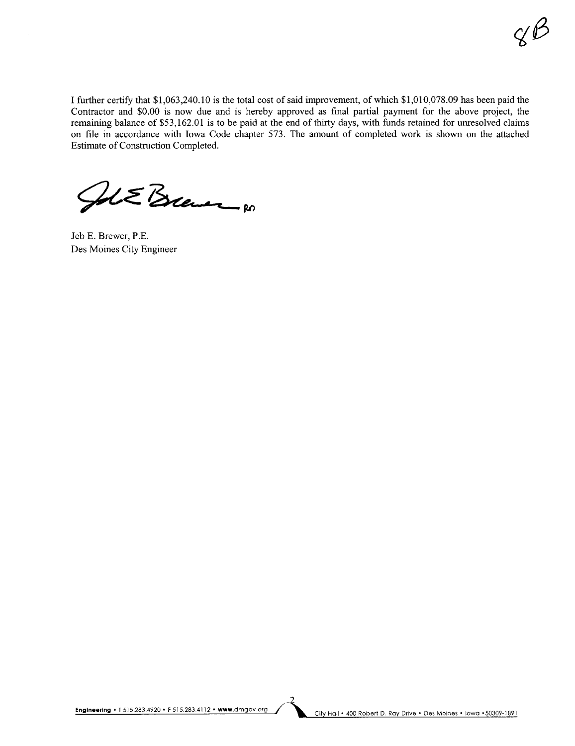8B

I further certify that $1,063,240.10 is the total cost of said improvement, of which $1,010,078.09 has been paid the Contractor and $0.00 is now due and is hereby approved as final partial payment for the above project, the remaining balance of $53,162.01 is to be paid at the end of thirty days, with funds retained for unresolved claims on file in accordance with Iowa Code chapter 573. The amount of completed work is shown on the attached Estimate of Construction Completed.

Jeb E. Brewer, P.E.
Des Moines City Engineer